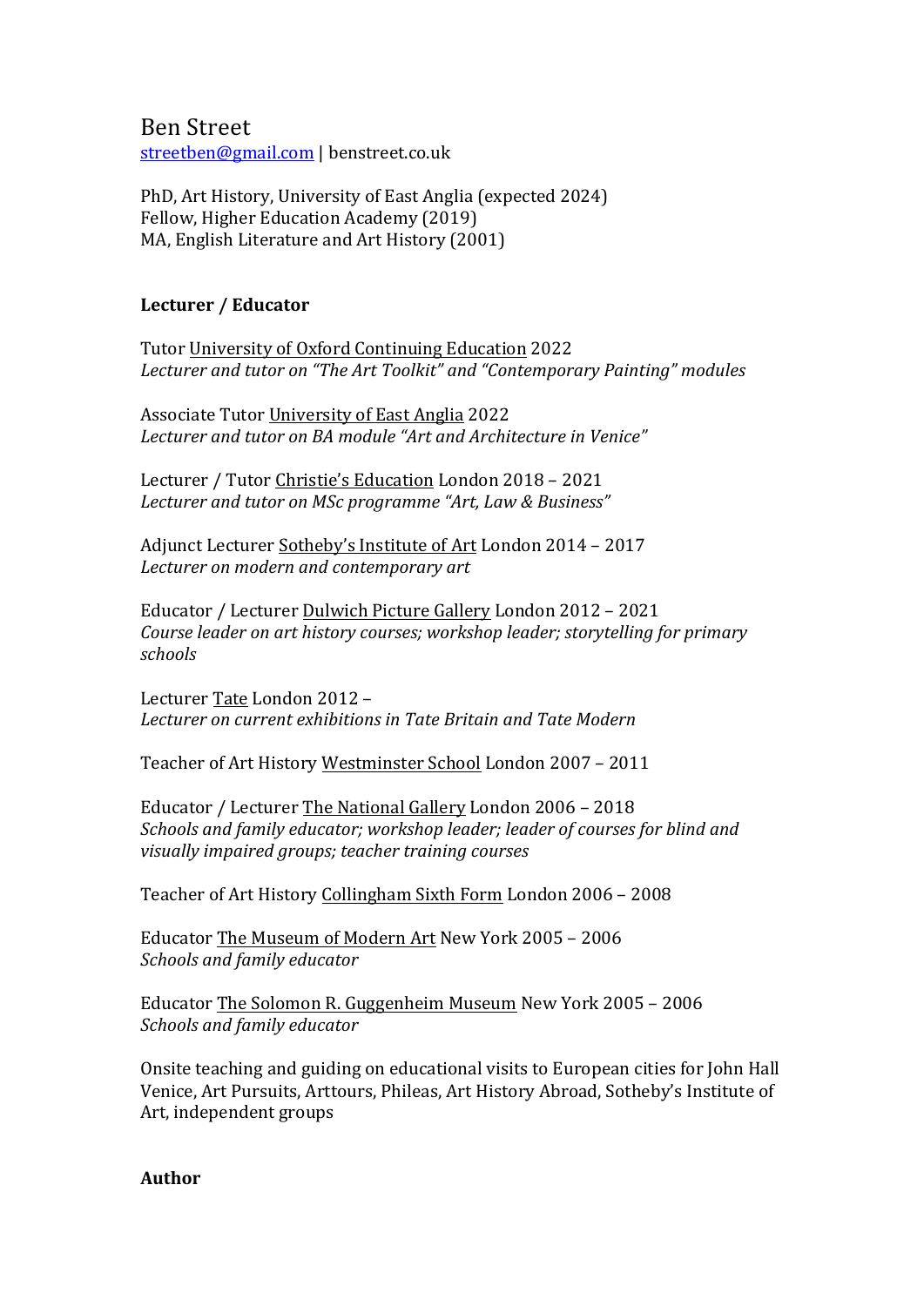# Ben Street

streetben@gmail.com | benstreet.co.uk

PhD, Art History, University of East Anglia (expected 2024)
Fellow, Higher Education Academy (2019)
MA, English Literature and Art History (2001)

## **Lecturer / Educator**

Tutor University of Oxford Continuing Education 2022
*Lecturer and tutor on "The Art Toolkit" and "Contemporary Painting" modules*

Associate Tutor University of East Anglia 2022
*Lecturer and tutor on BA module "Art and Architecture in Venice"*

Lecturer / Tutor Christie's Education London 2018 – 2021
*Lecturer and tutor on MSc programme "Art, Law & Business"*

Adjunct Lecturer Sotheby's Institute of Art London 2014 – 2017
*Lecturer on modern and contemporary art*

Educator / Lecturer Dulwich Picture Gallery London 2012 – 2021
*Course leader on art history courses; workshop leader; storytelling for primary schools*

Lecturer Tate London 2012 –
*Lecturer on current exhibitions in Tate Britain and Tate Modern*

Teacher of Art History Westminster School London 2007 – 2011

Educator / Lecturer The National Gallery London 2006 – 2018
*Schools and family educator; workshop leader; leader of courses for blind and visually impaired groups; teacher training courses*

Teacher of Art History Collingham Sixth Form London 2006 – 2008

Educator The Museum of Modern Art New York 2005 – 2006
*Schools and family educator*

Educator The Solomon R. Guggenheim Museum New York 2005 – 2006
*Schools and family educator*

Onsite teaching and guiding on educational visits to European cities for John Hall Venice, Art Pursuits, Arttours, Phileas, Art History Abroad, Sotheby's Institute of Art, independent groups

## **Author**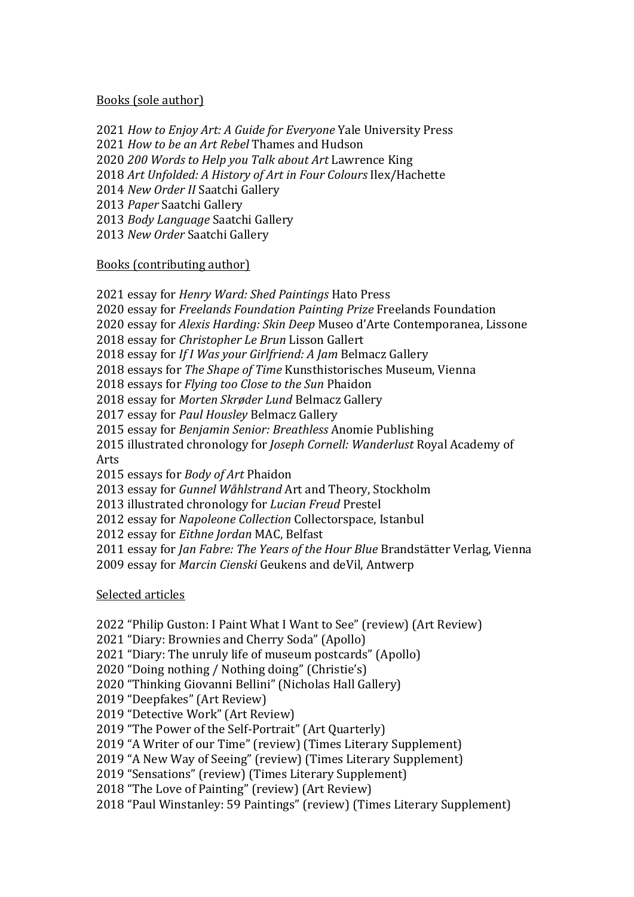Books (sole author)

2021 *How to Enjoy Art: A Guide for Everyone* Yale University Press
2021 *How to be an Art Rebel* Thames and Hudson
2020 *200 Words to Help you Talk about Art* Lawrence King
2018 *Art Unfolded: A History of Art in Four Colours* Ilex/Hachette
2014 *New Order II* Saatchi Gallery
2013 *Paper* Saatchi Gallery
2013 *Body Language* Saatchi Gallery
2013 *New Order* Saatchi Gallery

Books (contributing author)

2021 essay for *Henry Ward: Shed Paintings* Hato Press
2020 essay for *Freelands Foundation Painting Prize* Freelands Foundation
2020 essay for *Alexis Harding: Skin Deep* Museo d'Arte Contemporanea, Lissone
2018 essay for *Christopher Le Brun* Lisson Gallert
2018 essay for *If I Was your Girlfriend: A Jam* Belmacz Gallery
2018 essays for *The Shape of Time* Kunsthistorisches Museum, Vienna
2018 essays for *Flying too Close to the Sun* Phaidon
2018 essay for *Morten Skrøder Lund* Belmacz Gallery
2017 essay for *Paul Housley* Belmacz Gallery
2015 essay for *Benjamin Senior: Breathless* Anomie Publishing
2015 illustrated chronology for *Joseph Cornell: Wanderlust* Royal Academy of Arts
2015 essays for *Body of Art* Phaidon
2013 essay for *Gunnel Wåhlstrand* Art and Theory, Stockholm
2013 illustrated chronology for *Lucian Freud* Prestel
2012 essay for *Napoleone Collection* Collectorspace, Istanbul
2012 essay for *Eithne Jordan* MAC, Belfast
2011 essay for *Jan Fabre: The Years of the Hour Blue* Brandstätter Verlag, Vienna
2009 essay for *Marcin Cienski* Geukens and deVil, Antwerp

Selected articles

2022 "Philip Guston: I Paint What I Want to See" (review) (Art Review)
2021 "Diary: Brownies and Cherry Soda" (Apollo)
2021 "Diary: The unruly life of museum postcards" (Apollo)
2020 "Doing nothing / Nothing doing" (Christie's)
2020 "Thinking Giovanni Bellini" (Nicholas Hall Gallery)
2019 "Deepfakes" (Art Review)
2019 "Detective Work" (Art Review)
2019 "The Power of the Self-Portrait" (Art Quarterly)
2019 "A Writer of our Time" (review) (Times Literary Supplement)
2019 "A New Way of Seeing" (review) (Times Literary Supplement)
2019 "Sensations" (review) (Times Literary Supplement)
2018 "The Love of Painting" (review) (Art Review)
2018 "Paul Winstanley: 59 Paintings" (review) (Times Literary Supplement)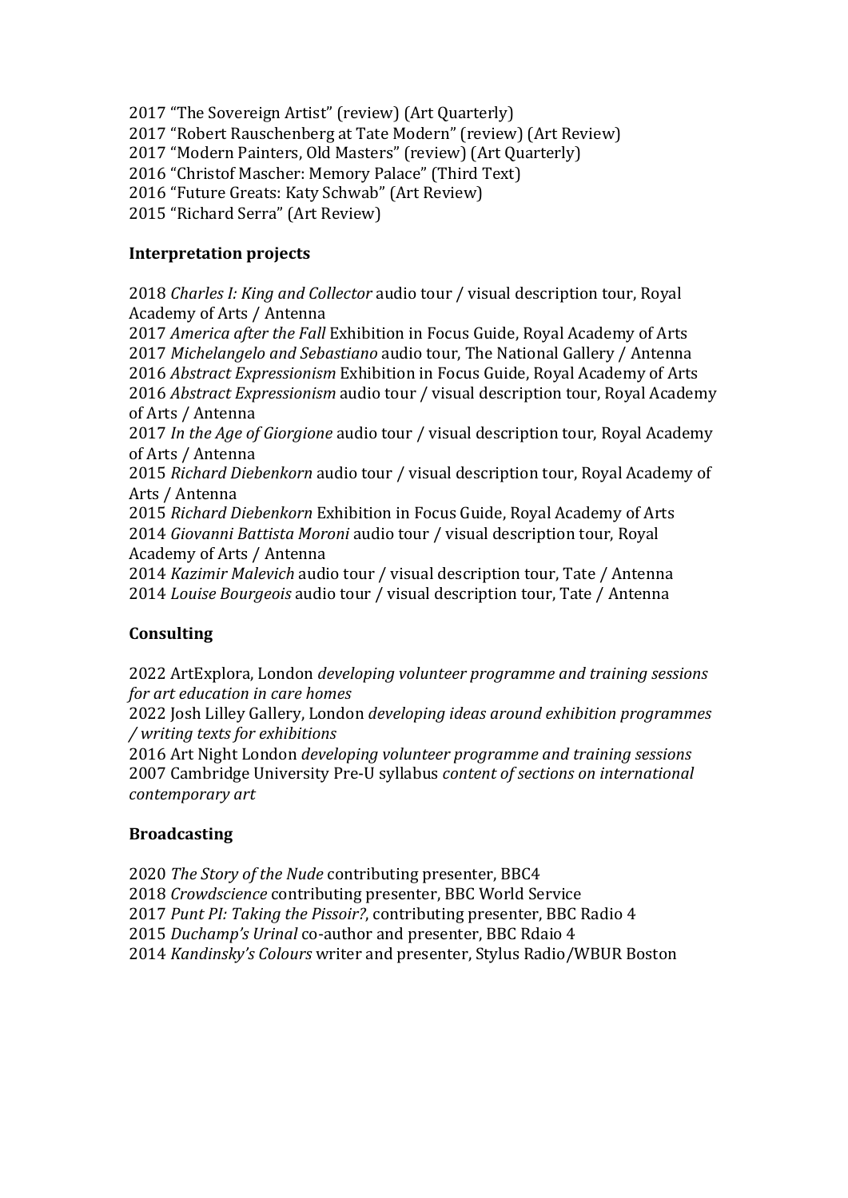2017 “The Sovereign Artist” (review) (Art Quarterly)
2017 “Robert Rauschenberg at Tate Modern” (review) (Art Review)
2017 “Modern Painters, Old Masters” (review) (Art Quarterly)
2016 “Christof Mascher: Memory Palace” (Third Text)
2016 “Future Greats: Katy Schwab” (Art Review)
2015 “Richard Serra” (Art Review)

**Interpretation projects**

2018 *Charles I: King and Collector* audio tour / visual description tour, Royal Academy of Arts / Antenna
2017 *America after the Fall* Exhibition in Focus Guide, Royal Academy of Arts
2017 *Michelangelo and Sebastiano* audio tour, The National Gallery / Antenna
2016 *Abstract Expressionism* Exhibition in Focus Guide, Royal Academy of Arts
2016 *Abstract Expressionism* audio tour / visual description tour, Royal Academy of Arts / Antenna
2017 *In the Age of Giorgione* audio tour / visual description tour, Royal Academy of Arts / Antenna
2015 *Richard Diebenkorn* audio tour / visual description tour, Royal Academy of Arts / Antenna
2015 *Richard Diebenkorn* Exhibition in Focus Guide, Royal Academy of Arts
2014 *Giovanni Battista Moroni* audio tour / visual description tour, Royal Academy of Arts / Antenna
2014 *Kazimir Malevich* audio tour / visual description tour, Tate / Antenna
2014 *Louise Bourgeois* audio tour / visual description tour, Tate / Antenna

**Consulting**

2022 ArtExplora, London *developing volunteer programme and training sessions for art education in care homes*
2022 Josh Lilley Gallery, London *developing ideas around exhibition programmes / writing texts for exhibitions*
2016 Art Night London *developing volunteer programme and training sessions*
2007 Cambridge University Pre-U syllabus *content of sections on international contemporary art*

**Broadcasting**

2020 *The Story of the Nude* contributing presenter, BBC4
2018 *Crowdscience* contributing presenter, BBC World Service
2017 *Punt PI: Taking the Pissoir?*, contributing presenter, BBC Radio 4
2015 *Duchamp's Urinal* co-author and presenter, BBC Rdaio 4
2014 *Kandinsky's Colours* writer and presenter, Stylus Radio/WBUR Boston